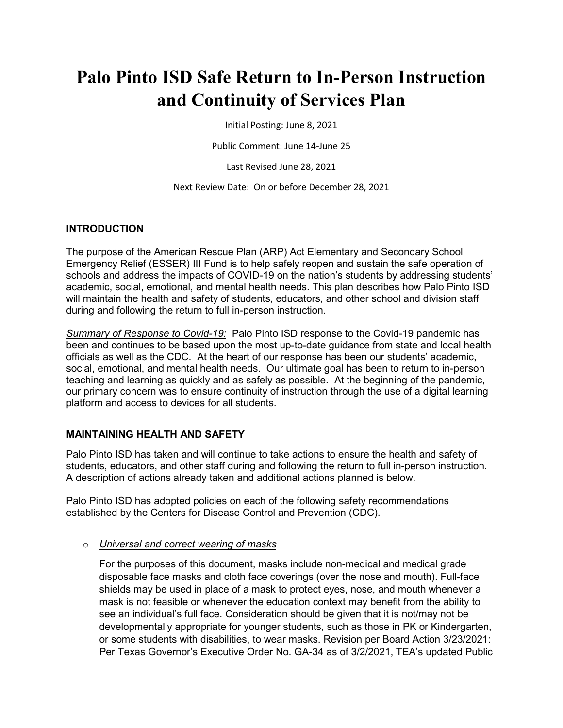# Palo Pinto ISD Safe Return to In-Person Instruction and Continuity of Services Plan

Initial Posting: June 8, 2021

Public Comment: June 14-June 25

Last Revised June 28, 2021

Next Review Date: On or before December 28, 2021

## INTRODUCTION

The purpose of the American Rescue Plan (ARP) Act Elementary and Secondary School Emergency Relief (ESSER) III Fund is to help safely reopen and sustain the safe operation of schools and address the impacts of COVID-19 on the nation's students by addressing students' academic, social, emotional, and mental health needs. This plan describes how Palo Pinto ISD will maintain the health and safety of students, educators, and other school and division staff during and following the return to full in-person instruction.

*Summary of Response to Covid-19:* Palo Pinto ISD response to the Covid-19 pandemic has been and continues to be based upon the most up-to-date guidance from state and local health officials as well as the CDC. At the heart of our response has been our students' academic, social, emotional, and mental health needs. Our ultimate goal has been to return to in-person teaching and learning as quickly and as safely as possible. At the beginning of the pandemic, our primary concern was to ensure continuity of instruction through the use of a digital learning platform and access to devices for all students.

## MAINTAINING HEALTH AND SAFETY

Palo Pinto ISD has taken and will continue to take actions to ensure the health and safety of students, educators, and other staff during and following the return to full in-person instruction. A description of actions already taken and additional actions planned is below.

Palo Pinto ISD has adopted policies on each of the following safety recommendations established by the Centers for Disease Control and Prevention (CDC).

- *Universal and correct wearing of masks*

  For the purposes of this document, masks include non-medical and medical grade disposable face masks and cloth face coverings (over the nose and mouth). Full-face shields may be used in place of a mask to protect eyes, nose, and mouth whenever a mask is not feasible or whenever the education context may benefit from the ability to see an individual's full face. Consideration should be given that it is not/may not be developmentally appropriate for younger students, such as those in PK or Kindergarten, or some students with disabilities, to wear masks. Revision per Board Action 3/23/2021: Per Texas Governor's Executive Order No. GA-34 as of 3/2/2021, TEA's updated Public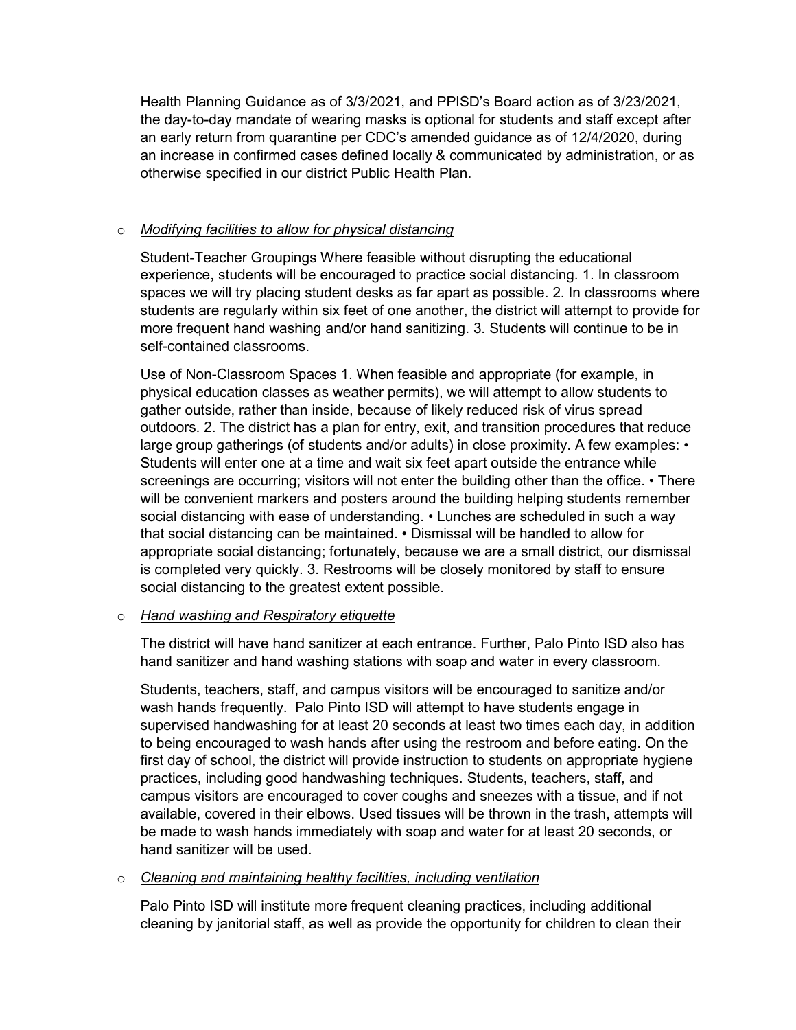Health Planning Guidance as of 3/3/2021, and PPISD's Board action as of 3/23/2021, the day-to-day mandate of wearing masks is optional for students and staff except after an early return from quarantine per CDC's amended guidance as of 12/4/2020, during an increase in confirmed cases defined locally & communicated by administration, or as otherwise specified in our district Public Health Plan.

- *Modifying facilities to allow for physical distancing*

  Student-Teacher Groupings Where feasible without disrupting the educational experience, students will be encouraged to practice social distancing. 1. In classroom spaces we will try placing student desks as far apart as possible. 2. In classrooms where students are regularly within six feet of one another, the district will attempt to provide for more frequent hand washing and/or hand sanitizing. 3. Students will continue to be in self-contained classrooms.

  Use of Non-Classroom Spaces 1. When feasible and appropriate (for example, in physical education classes as weather permits), we will attempt to allow students to gather outside, rather than inside, because of likely reduced risk of virus spread outdoors. 2. The district has a plan for entry, exit, and transition procedures that reduce large group gatherings (of students and/or adults) in close proximity. A few examples: • Students will enter one at a time and wait six feet apart outside the entrance while screenings are occurring; visitors will not enter the building other than the office. • There will be convenient markers and posters around the building helping students remember social distancing with ease of understanding. • Lunches are scheduled in such a way that social distancing can be maintained. • Dismissal will be handled to allow for appropriate social distancing; fortunately, because we are a small district, our dismissal is completed very quickly. 3. Restrooms will be closely monitored by staff to ensure social distancing to the greatest extent possible.

- *Hand washing and Respiratory etiquette*

  The district will have hand sanitizer at each entrance. Further, Palo Pinto ISD also has hand sanitizer and hand washing stations with soap and water in every classroom.

  Students, teachers, staff, and campus visitors will be encouraged to sanitize and/or wash hands frequently. Palo Pinto ISD will attempt to have students engage in supervised handwashing for at least 20 seconds at least two times each day, in addition to being encouraged to wash hands after using the restroom and before eating. On the first day of school, the district will provide instruction to students on appropriate hygiene practices, including good handwashing techniques. Students, teachers, staff, and campus visitors are encouraged to cover coughs and sneezes with a tissue, and if not available, covered in their elbows. Used tissues will be thrown in the trash, attempts will be made to wash hands immediately with soap and water for at least 20 seconds, or hand sanitizer will be used.

- *Cleaning and maintaining healthy facilities, including ventilation*

  Palo Pinto ISD will institute more frequent cleaning practices, including additional cleaning by janitorial staff, as well as provide the opportunity for children to clean their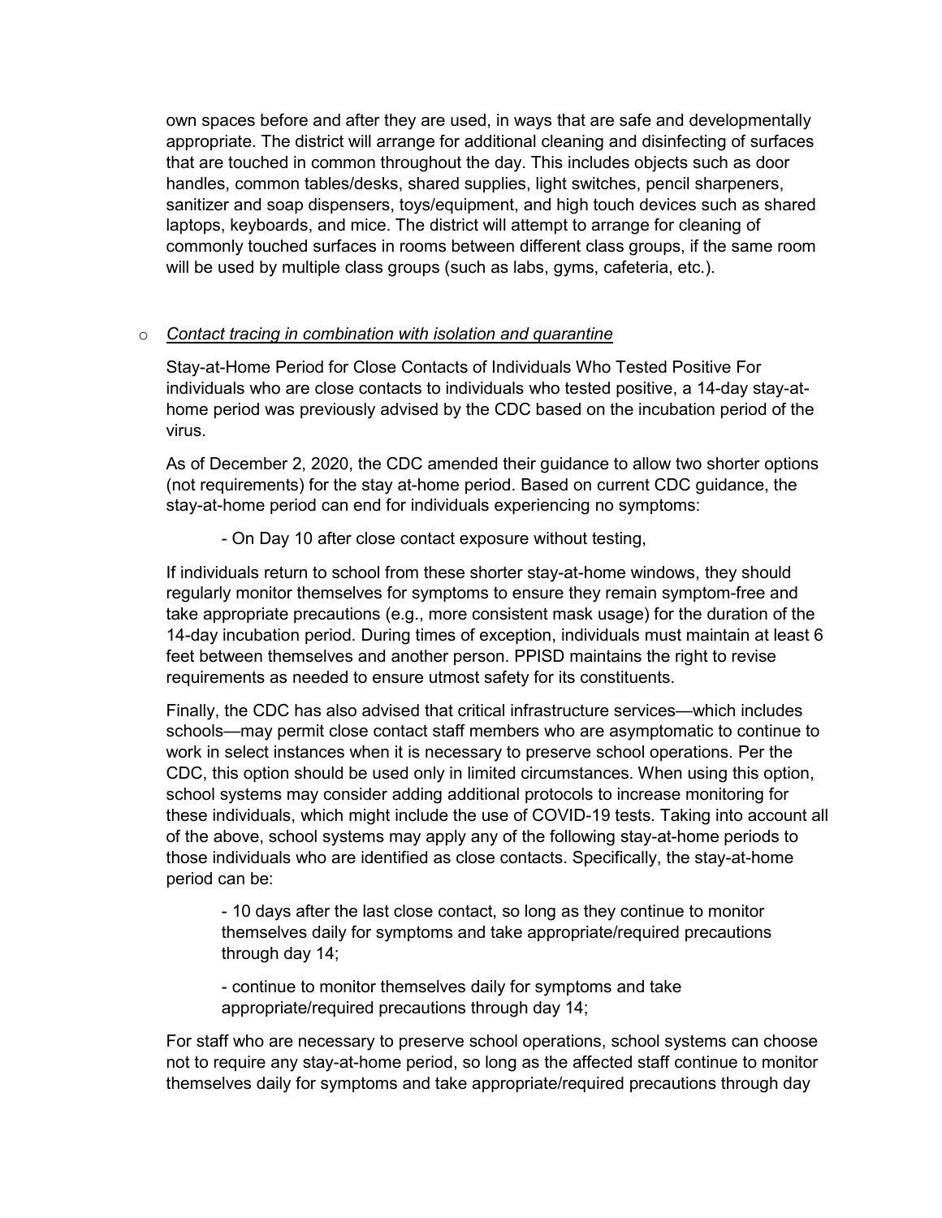own spaces before and after they are used, in ways that are safe and developmentally appropriate. The district will arrange for additional cleaning and disinfecting of surfaces that are touched in common throughout the day. This includes objects such as door handles, common tables/desks, shared supplies, light switches, pencil sharpeners, sanitizer and soap dispensers, toys/equipment, and high touch devices such as shared laptops, keyboards, and mice. The district will attempt to arrange for cleaning of commonly touched surfaces in rooms between different class groups, if the same room will be used by multiple class groups (such as labs, gyms, cafeteria, etc.).

- *Contact tracing in combination with isolation and quarantine*

Stay-at-Home Period for Close Contacts of Individuals Who Tested Positive For individuals who are close contacts to individuals who tested positive, a 14-day stay-at-home period was previously advised by the CDC based on the incubation period of the virus.

As of December 2, 2020, the CDC amended their guidance to allow two shorter options (not requirements) for the stay at-home period. Based on current CDC guidance, the stay-at-home period can end for individuals experiencing no symptoms:

- On Day 10 after close contact exposure without testing,

If individuals return to school from these shorter stay-at-home windows, they should regularly monitor themselves for symptoms to ensure they remain symptom-free and take appropriate precautions (e.g., more consistent mask usage) for the duration of the 14-day incubation period. During times of exception, individuals must maintain at least 6 feet between themselves and another person. PPISD maintains the right to revise requirements as needed to ensure utmost safety for its constituents.

Finally, the CDC has also advised that critical infrastructure services—which includes schools—may permit close contact staff members who are asymptomatic to continue to work in select instances when it is necessary to preserve school operations. Per the CDC, this option should be used only in limited circumstances. When using this option, school systems may consider adding additional protocols to increase monitoring for these individuals, which might include the use of COVID-19 tests. Taking into account all of the above, school systems may apply any of the following stay-at-home periods to those individuals who are identified as close contacts. Specifically, the stay-at-home period can be:

- 10 days after the last close contact, so long as they continue to monitor themselves daily for symptoms and take appropriate/required precautions through day 14;
- continue to monitor themselves daily for symptoms and take appropriate/required precautions through day 14;

For staff who are necessary to preserve school operations, school systems can choose not to require any stay-at-home period, so long as the affected staff continue to monitor themselves daily for symptoms and take appropriate/required precautions through day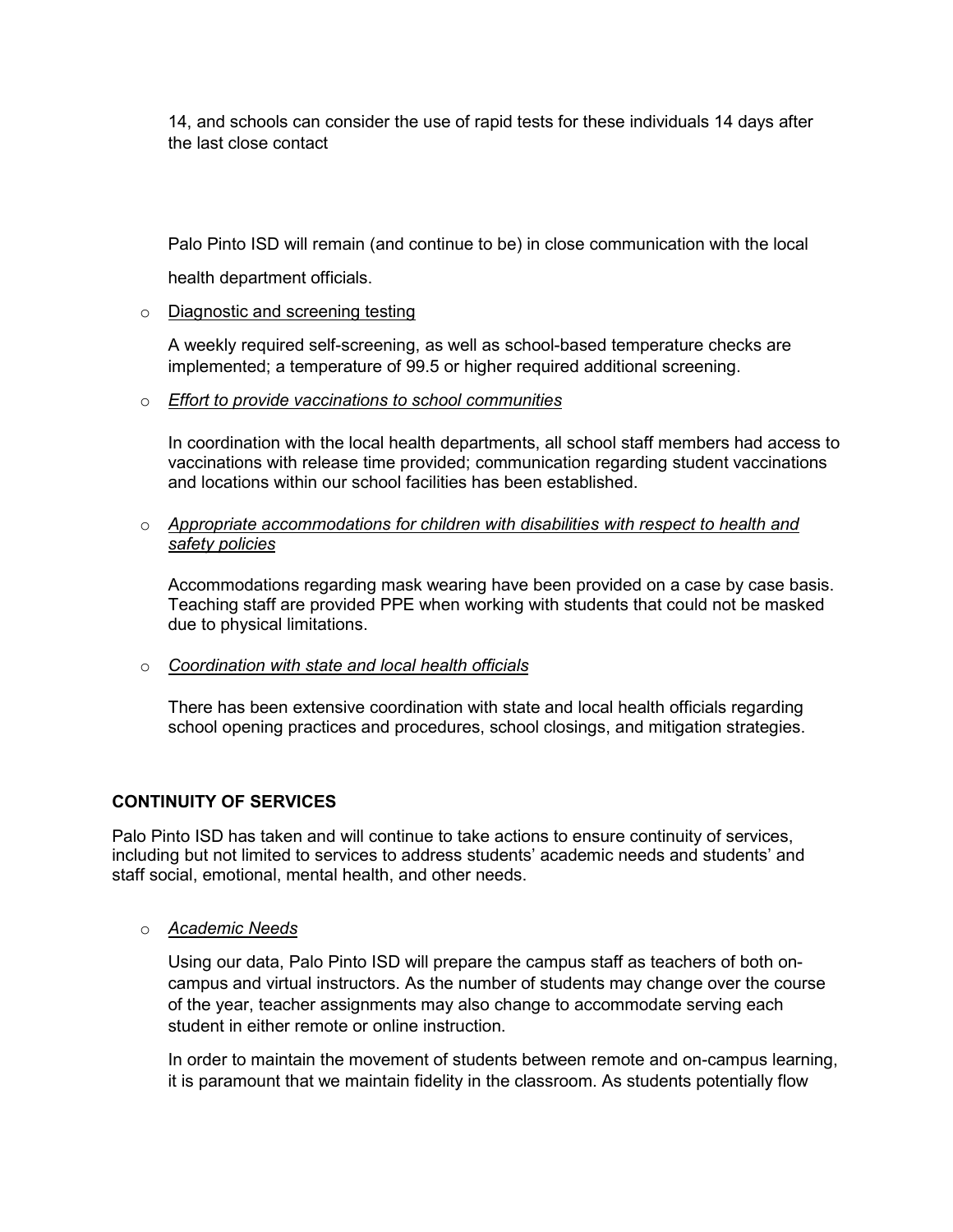14, and schools can consider the use of rapid tests for these individuals 14 days after the last close contact

Palo Pinto ISD will remain (and continue to be) in close communication with the local health department officials.

- Diagnostic and screening testing

  A weekly required self-screening, as well as school-based temperature checks are implemented; a temperature of 99.5 or higher required additional screening.

- *Effort to provide vaccinations to school communities*

  In coordination with the local health departments, all school staff members had access to vaccinations with release time provided; communication regarding student vaccinations and locations within our school facilities has been established.

- *Appropriate accommodations for children with disabilities with respect to health and safety policies*

  Accommodations regarding mask wearing have been provided on a case by case basis. Teaching staff are provided PPE when working with students that could not be masked due to physical limitations.

- *Coordination with state and local health officials*

  There has been extensive coordination with state and local health officials regarding school opening practices and procedures, school closings, and mitigation strategies.

**CONTINUITY OF SERVICES**

Palo Pinto ISD has taken and will continue to take actions to ensure continuity of services, including but not limited to services to address students' academic needs and students' and staff social, emotional, mental health, and other needs.

- *Academic Needs*

  Using our data, Palo Pinto ISD will prepare the campus staff as teachers of both on-campus and virtual instructors. As the number of students may change over the course of the year, teacher assignments may also change to accommodate serving each student in either remote or online instruction.

  In order to maintain the movement of students between remote and on-campus learning, it is paramount that we maintain fidelity in the classroom. As students potentially flow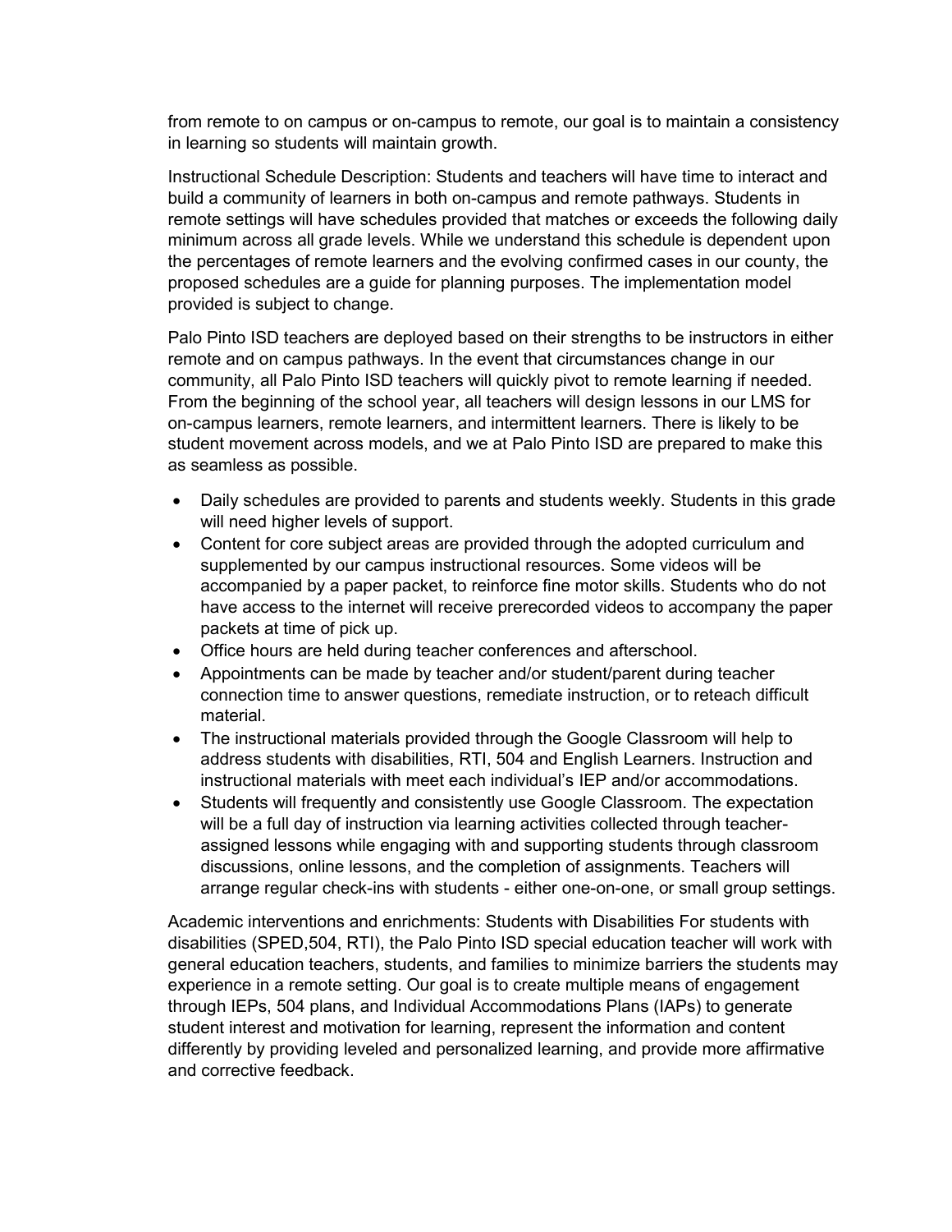from remote to on campus or on-campus to remote, our goal is to maintain a consistency in learning so students will maintain growth.

Instructional Schedule Description: Students and teachers will have time to interact and build a community of learners in both on-campus and remote pathways. Students in remote settings will have schedules provided that matches or exceeds the following daily minimum across all grade levels. While we understand this schedule is dependent upon the percentages of remote learners and the evolving confirmed cases in our county, the proposed schedules are a guide for planning purposes. The implementation model provided is subject to change.

Palo Pinto ISD teachers are deployed based on their strengths to be instructors in either remote and on campus pathways. In the event that circumstances change in our community, all Palo Pinto ISD teachers will quickly pivot to remote learning if needed. From the beginning of the school year, all teachers will design lessons in our LMS for on-campus learners, remote learners, and intermittent learners. There is likely to be student movement across models, and we at Palo Pinto ISD are prepared to make this as seamless as possible.

- Daily schedules are provided to parents and students weekly. Students in this grade will need higher levels of support.
- Content for core subject areas are provided through the adopted curriculum and supplemented by our campus instructional resources. Some videos will be accompanied by a paper packet, to reinforce fine motor skills. Students who do not have access to the internet will receive prerecorded videos to accompany the paper packets at time of pick up.
- Office hours are held during teacher conferences and afterschool.
- Appointments can be made by teacher and/or student/parent during teacher connection time to answer questions, remediate instruction, or to reteach difficult material.
- The instructional materials provided through the Google Classroom will help to address students with disabilities, RTI, 504 and English Learners. Instruction and instructional materials with meet each individual's IEP and/or accommodations.
- Students will frequently and consistently use Google Classroom. The expectation will be a full day of instruction via learning activities collected through teacher-assigned lessons while engaging with and supporting students through classroom discussions, online lessons, and the completion of assignments. Teachers will arrange regular check-ins with students - either one-on-one, or small group settings.

Academic interventions and enrichments: Students with Disabilities For students with disabilities (SPED,504, RTI), the Palo Pinto ISD special education teacher will work with general education teachers, students, and families to minimize barriers the students may experience in a remote setting. Our goal is to create multiple means of engagement through IEPs, 504 plans, and Individual Accommodations Plans (IAPs) to generate student interest and motivation for learning, represent the information and content differently by providing leveled and personalized learning, and provide more affirmative and corrective feedback.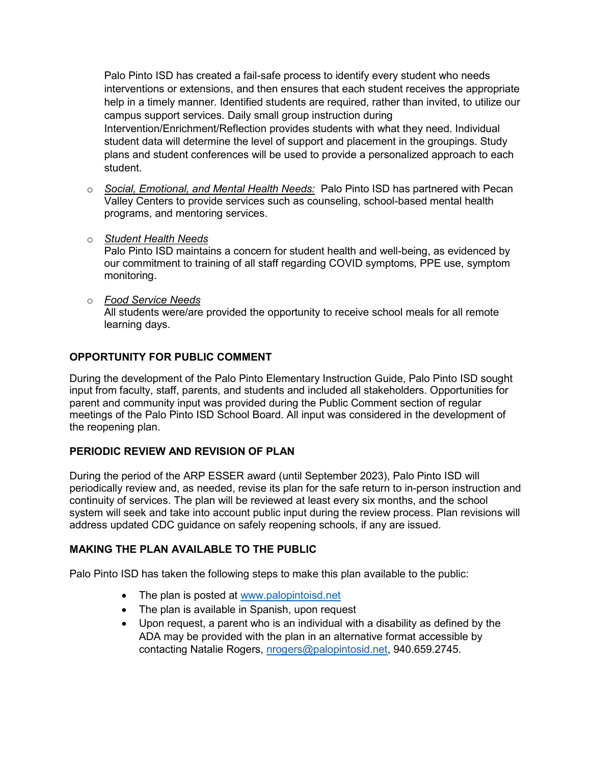Palo Pinto ISD has created a fail-safe process to identify every student who needs interventions or extensions, and then ensures that each student receives the appropriate help in a timely manner. Identified students are required, rather than invited, to utilize our campus support services. Daily small group instruction during Intervention/Enrichment/Reflection provides students with what they need. Individual student data will determine the level of support and placement in the groupings. Study plans and student conferences will be used to provide a personalized approach to each student.

- *Social, Emotional, and Mental Health Needs:* Palo Pinto ISD has partnered with Pecan Valley Centers to provide services such as counseling, school-based mental health programs, and mentoring services.

- *Student Health Needs*
  Palo Pinto ISD maintains a concern for student health and well-being, as evidenced by our commitment to training of all staff regarding COVID symptoms, PPE use, symptom monitoring.

- *Food Service Needs*
  All students were/are provided the opportunity to receive school meals for all remote learning days.

## OPPORTUNITY FOR PUBLIC COMMENT

During the development of the Palo Pinto Elementary Instruction Guide, Palo Pinto ISD sought input from faculty, staff, parents, and students and included all stakeholders. Opportunities for parent and community input was provided during the Public Comment section of regular meetings of the Palo Pinto ISD School Board. All input was considered in the development of the reopening plan.

## PERIODIC REVIEW AND REVISION OF PLAN

During the period of the ARP ESSER award (until September 2023), Palo Pinto ISD will periodically review and, as needed, revise its plan for the safe return to in-person instruction and continuity of services. The plan will be reviewed at least every six months, and the school system will seek and take into account public input during the review process. Plan revisions will address updated CDC guidance on safely reopening schools, if any are issued.

## MAKING THE PLAN AVAILABLE TO THE PUBLIC

Palo Pinto ISD has taken the following steps to make this plan available to the public:

- The plan is posted at www.palopintoisd.net
- The plan is available in Spanish, upon request
- Upon request, a parent who is an individual with a disability as defined by the ADA may be provided with the plan in an alternative format accessible by contacting Natalie Rogers, nrogers@palopintosid.net, 940.659.2745.